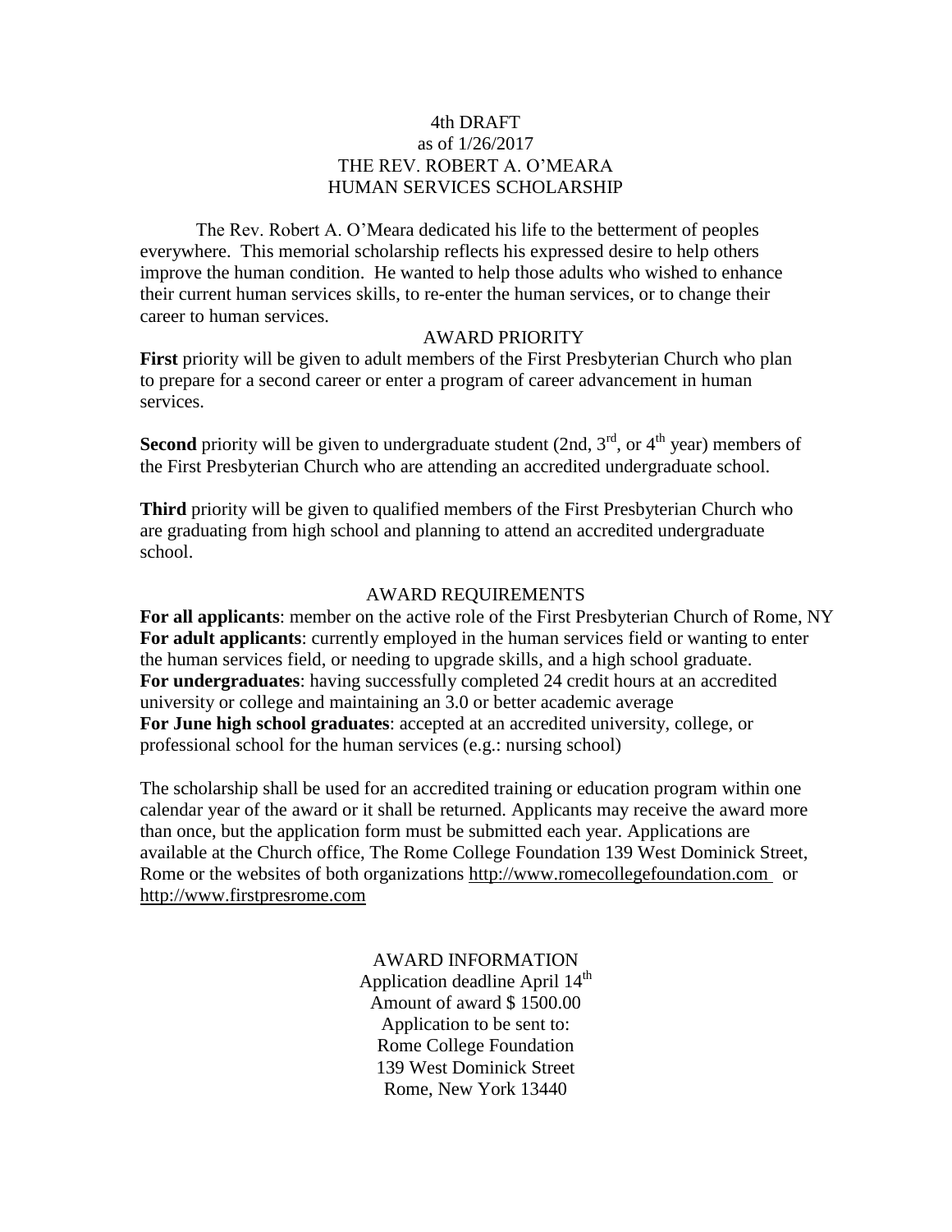4th DRAFT
as of 1/26/2017

# THE REV. ROBERT A. O'MEARA HUMAN SERVICES SCHOLARSHIP

The Rev. Robert A. O'Meara dedicated his life to the betterment of peoples everywhere. This memorial scholarship reflects his expressed desire to help others improve the human condition. He wanted to help those adults who wished to enhance their current human services skills, to re-enter the human services, or to change their career to human services.

## AWARD PRIORITY

**First** priority will be given to adult members of the First Presbyterian Church who plan to prepare for a second career or enter a program of career advancement in human services.

**Second** priority will be given to undergraduate student (2nd, 3rd, or 4th year) members of the First Presbyterian Church who are attending an accredited undergraduate school.

**Third** priority will be given to qualified members of the First Presbyterian Church who are graduating from high school and planning to attend an accredited undergraduate school.

## AWARD REQUIREMENTS

**For all applicants**: member on the active role of the First Presbyterian Church of Rome, NY
**For adult applicants**: currently employed in the human services field or wanting to enter the human services field, or needing to upgrade skills, and a high school graduate.
**For undergraduates**: having successfully completed 24 credit hours at an accredited university or college and maintaining an 3.0 or better academic average
**For June high school graduates**: accepted at an accredited university, college, or professional school for the human services (e.g.: nursing school)

The scholarship shall be used for an accredited training or education program within one calendar year of the award or it shall be returned. Applicants may receive the award more than once, but the application form must be submitted each year. Applications are available at the Church office, The Rome College Foundation 139 West Dominick Street, Rome or the websites of both organizations http://www.romecollegefoundation.com or http://www.firstpresrome.com

## AWARD INFORMATION

Application deadline April 14th
Amount of award $ 1500.00
Application to be sent to:
Rome College Foundation
139 West Dominick Street
Rome, New York 13440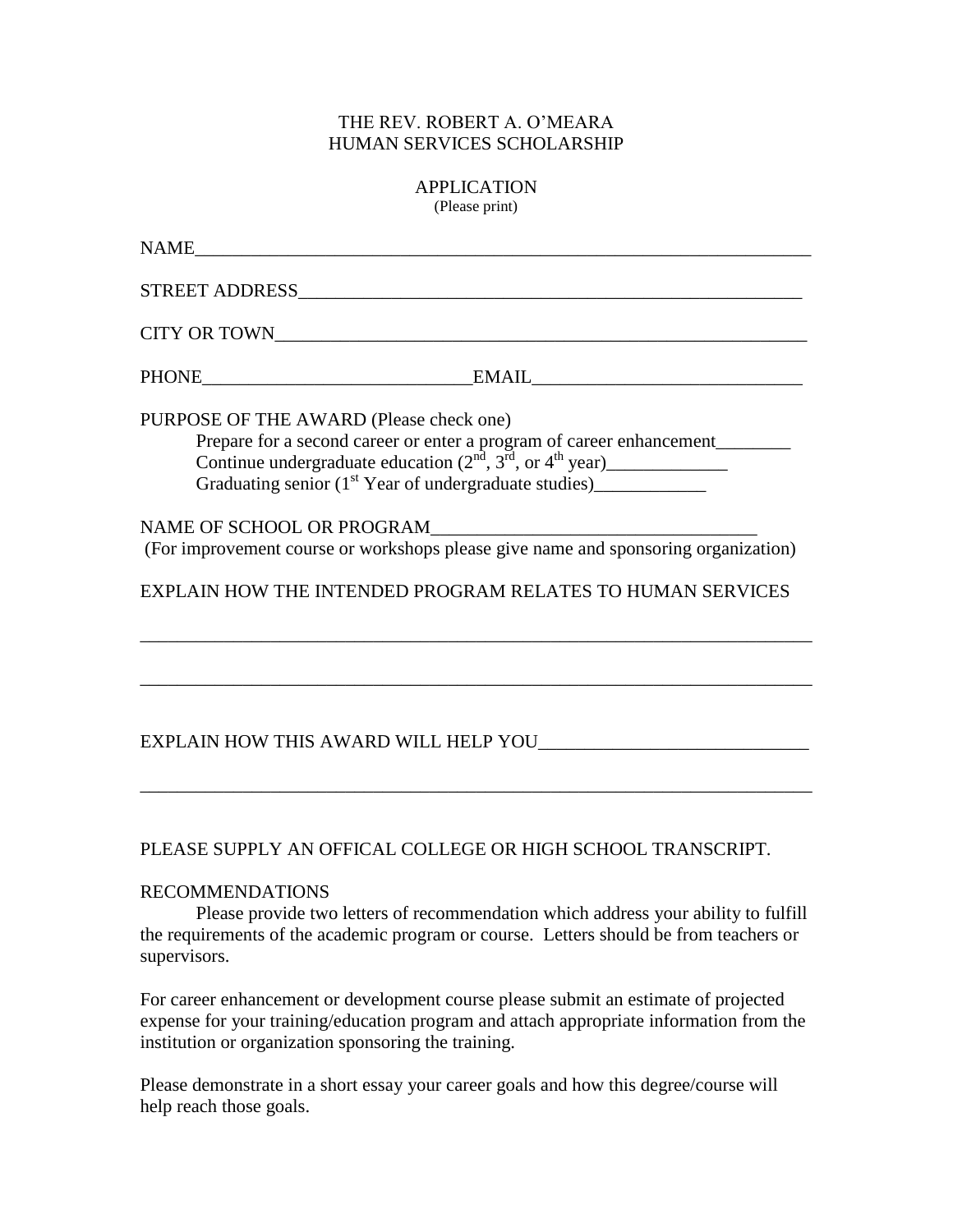THE REV. ROBERT A. O'MEARA
HUMAN SERVICES SCHOLARSHIP

APPLICATION
(Please print)

NAME_______________________________________________________________

STREET ADDRESS____________________________________________________

CITY OR TOWN______________________________________________________

PHONE__________________________EMAIL__________________________

PURPOSE OF THE AWARD (Please check one)

Prepare for a second career or enter a program of career enhancement________

Continue undergraduate education (2nd, 3rd, or 4th year)_____________

Graduating senior (1st Year of undergraduate studies)____________

NAME OF SCHOOL OR PROGRAM__________________________________
(For improvement course or workshops please give name and sponsoring organization)

EXPLAIN HOW THE INTENDED PROGRAM RELATES TO HUMAN SERVICES

___________________________________________________________________

___________________________________________________________________

EXPLAIN HOW THIS AWARD WILL HELP YOU____________________________

___________________________________________________________________

PLEASE SUPPLY AN OFFICAL COLLEGE OR HIGH SCHOOL TRANSCRIPT.

RECOMMENDATIONS

Please provide two letters of recommendation which address your ability to fulfill the requirements of the academic program or course. Letters should be from teachers or supervisors.

For career enhancement or development course please submit an estimate of projected expense for your training/education program and attach appropriate information from the institution or organization sponsoring the training.

Please demonstrate in a short essay your career goals and how this degree/course will help reach those goals.